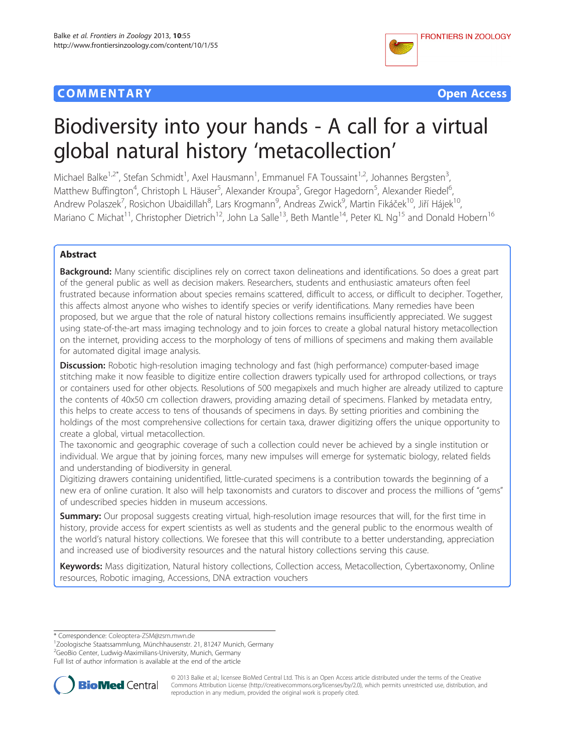COMMENTARY

Open Access

# Biodiversity into your hands - A call for a virtual global natural history 'metacollection'

Michael Balke[1,2*], Stefan Schmidt[1], Axel Hausmann[1], Emmanuel FA Toussaint[1,2], Johannes Bergsten[3], Matthew Buffington[4], Christoph L Häuser[5], Alexander Kroupa[5], Gregor Hagedorn[5], Alexander Riedel[6], Andrew Polaszek[7], Rosichon Ubaidillah[8], Lars Krogmann[9], Andreas Zwick[9], Martin Fikáček[10], Jiří Hájek[10], Mariano C Michat[11], Christopher Dietrich[12], John La Salle[13], Beth Mantle[14], Peter KL Ng[15] and Donald Hobern[16]

## Abstract

**Background:** Many scientific disciplines rely on correct taxon delineations and identifications. So does a great part of the general public as well as decision makers. Researchers, students and enthusiastic amateurs often feel frustrated because information about species remains scattered, difficult to access, or difficult to decipher. Together, this affects almost anyone who wishes to identify species or verify identifications. Many remedies have been proposed, but we argue that the role of natural history collections remains insufficiently appreciated. We suggest using state-of-the-art mass imaging technology and to join forces to create a global natural history metacollection on the internet, providing access to the morphology of tens of millions of specimens and making them available for automated digital image analysis.

**Discussion:** Robotic high-resolution imaging technology and fast (high performance) computer-based image stitching make it now feasible to digitize entire collection drawers typically used for arthropod collections, or trays or containers used for other objects. Resolutions of 500 megapixels and much higher are already utilized to capture the contents of 40x50 cm collection drawers, providing amazing detail of specimens. Flanked by metadata entry, this helps to create access to tens of thousands of specimens in days. By setting priorities and combining the holdings of the most comprehensive collections for certain taxa, drawer digitizing offers the unique opportunity to create a global, virtual metacollection.

The taxonomic and geographic coverage of such a collection could never be achieved by a single institution or individual. We argue that by joining forces, many new impulses will emerge for systematic biology, related fields and understanding of biodiversity in general.

Digitizing drawers containing unidentified, little-curated specimens is a contribution towards the beginning of a new era of online curation. It also will help taxonomists and curators to discover and process the millions of "gems" of undescribed species hidden in museum accessions.

**Summary:** Our proposal suggests creating virtual, high-resolution image resources that will, for the first time in history, provide access for expert scientists as well as students and the general public to the enormous wealth of the world's natural history collections. We foresee that this will contribute to a better understanding, appreciation and increased use of biodiversity resources and the natural history collections serving this cause.

**Keywords:** Mass digitization, Natural history collections, Collection access, Metacollection, Cybertaxonomy, Online resources, Robotic imaging, Accessions, DNA extraction vouchers

\* Correspondence: Coleoptera-ZSM@zsm.mwn.de
[1]Zoologische Staatssammlung, Münchhausenstr. 21, 81247 Munich, Germany
[2]GeoBio Center, Ludwig-Maximilians-University, Munich, Germany
Full list of author information is available at the end of the article

© 2013 Balke et al.; licensee BioMed Central Ltd. This is an Open Access article distributed under the terms of the Creative Commons Attribution License (http://creativecommons.org/licenses/by/2.0), which permits unrestricted use, distribution, and reproduction in any medium, provided the original work is properly cited.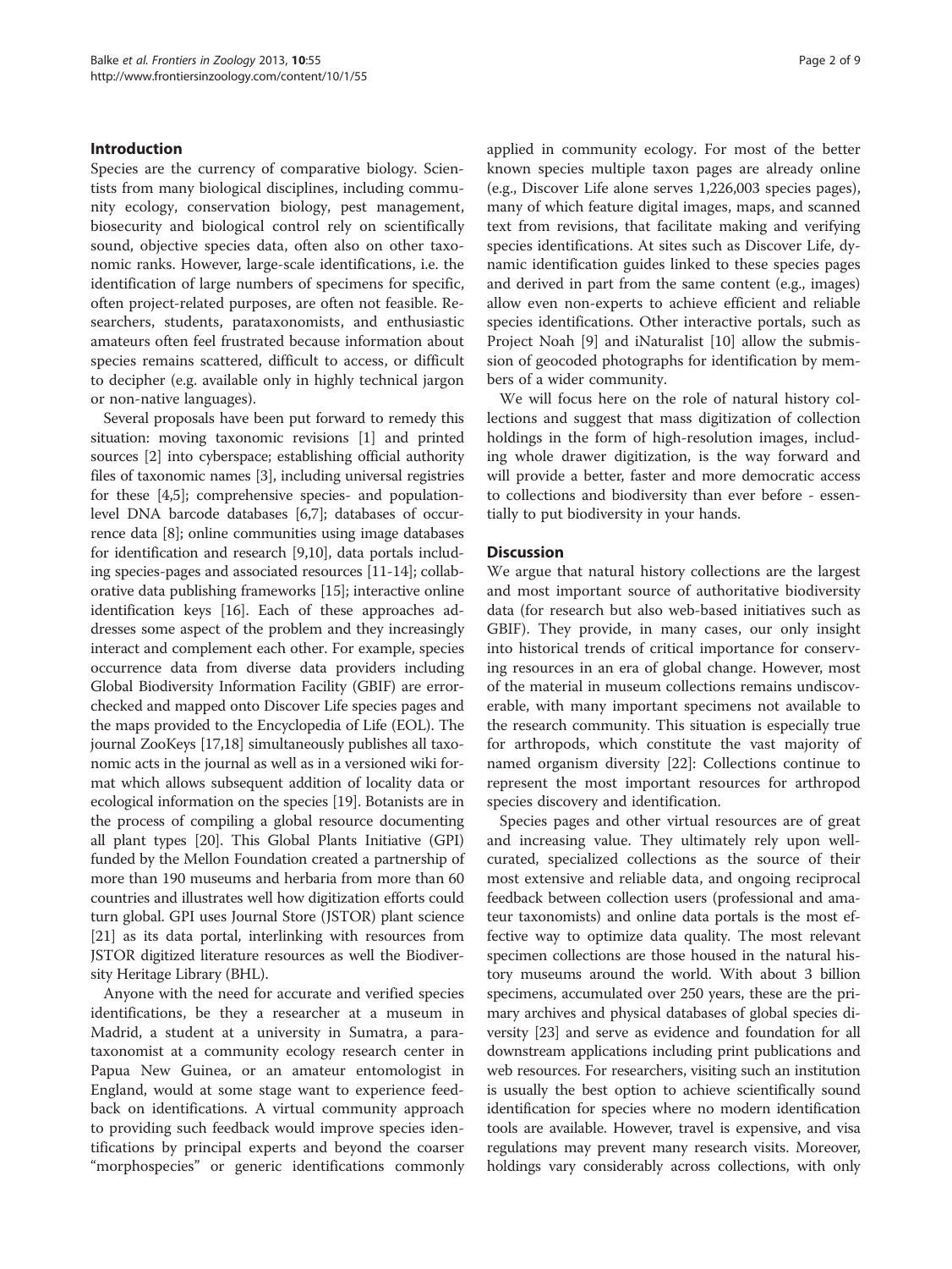## Introduction

Species are the currency of comparative biology. Scientists from many biological disciplines, including community ecology, conservation biology, pest management, biosecurity and biological control rely on scientifically sound, objective species data, often also on other taxonomic ranks. However, large-scale identifications, i.e. the identification of large numbers of specimens for specific, often project-related purposes, are often not feasible. Researchers, students, parataxonomists, and enthusiastic amateurs often feel frustrated because information about species remains scattered, difficult to access, or difficult to decipher (e.g. available only in highly technical jargon or non-native languages).

Several proposals have been put forward to remedy this situation: moving taxonomic revisions [1] and printed sources [2] into cyberspace; establishing official authority files of taxonomic names [3], including universal registries for these [4,5]; comprehensive species- and population-level DNA barcode databases [6,7]; databases of occurrence data [8]; online communities using image databases for identification and research [9,10], data portals including species-pages and associated resources [11-14]; collaborative data publishing frameworks [15]; interactive online identification keys [16]. Each of these approaches addresses some aspect of the problem and they increasingly interact and complement each other. For example, species occurrence data from diverse data providers including Global Biodiversity Information Facility (GBIF) are error-checked and mapped onto Discover Life species pages and the maps provided to the Encyclopedia of Life (EOL). The journal ZooKeys [17,18] simultaneously publishes all taxonomic acts in the journal as well as in a versioned wiki format which allows subsequent addition of locality data or ecological information on the species [19]. Botanists are in the process of compiling a global resource documenting all plant types [20]. This Global Plants Initiative (GPI) funded by the Mellon Foundation created a partnership of more than 190 museums and herbaria from more than 60 countries and illustrates well how digitization efforts could turn global. GPI uses Journal Store (JSTOR) plant science [21] as its data portal, interlinking with resources from JSTOR digitized literature resources as well the Biodiversity Heritage Library (BHL).

Anyone with the need for accurate and verified species identifications, be they a researcher at a museum in Madrid, a student at a university in Sumatra, a parataxonomist at a community ecology research center in Papua New Guinea, or an amateur entomologist in England, would at some stage want to experience feedback on identifications. A virtual community approach to providing such feedback would improve species identifications by principal experts and beyond the coarser "morphospecies" or generic identifications commonly applied in community ecology. For most of the better known species multiple taxon pages are already online (e.g., Discover Life alone serves 1,226,003 species pages), many of which feature digital images, maps, and scanned text from revisions, that facilitate making and verifying species identifications. At sites such as Discover Life, dynamic identification guides linked to these species pages and derived in part from the same content (e.g., images) allow even non-experts to achieve efficient and reliable species identifications. Other interactive portals, such as Project Noah [9] and iNaturalist [10] allow the submission of geocoded photographs for identification by members of a wider community.

We will focus here on the role of natural history collections and suggest that mass digitization of collection holdings in the form of high-resolution images, including whole drawer digitization, is the way forward and will provide a better, faster and more democratic access to collections and biodiversity than ever before - essentially to put biodiversity in your hands.

## Discussion

We argue that natural history collections are the largest and most important source of authoritative biodiversity data (for research but also web-based initiatives such as GBIF). They provide, in many cases, our only insight into historical trends of critical importance for conserving resources in an era of global change. However, most of the material in museum collections remains undiscoverable, with many important specimens not available to the research community. This situation is especially true for arthropods, which constitute the vast majority of named organism diversity [22]: Collections continue to represent the most important resources for arthropod species discovery and identification.

Species pages and other virtual resources are of great and increasing value. They ultimately rely upon well-curated, specialized collections as the source of their most extensive and reliable data, and ongoing reciprocal feedback between collection users (professional and amateur taxonomists) and online data portals is the most effective way to optimize data quality. The most relevant specimen collections are those housed in the natural history museums around the world. With about 3 billion specimens, accumulated over 250 years, these are the primary archives and physical databases of global species diversity [23] and serve as evidence and foundation for all downstream applications including print publications and web resources. For researchers, visiting such an institution is usually the best option to achieve scientifically sound identification for species where no modern identification tools are available. However, travel is expensive, and visa regulations may prevent many research visits. Moreover, holdings vary considerably across collections, with only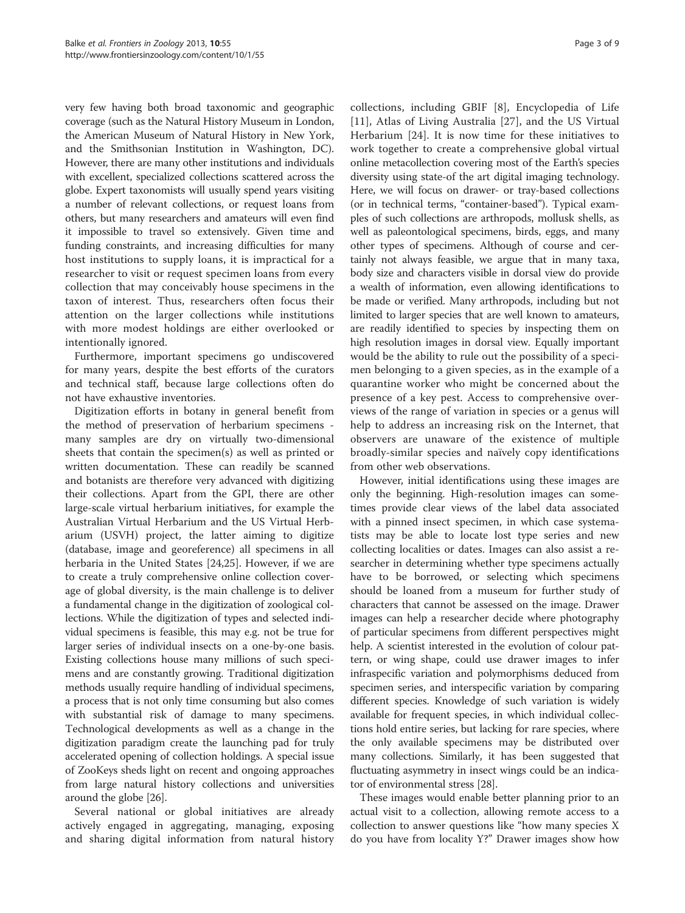very few having both broad taxonomic and geographic coverage (such as the Natural History Museum in London, the American Museum of Natural History in New York, and the Smithsonian Institution in Washington, DC). However, there are many other institutions and individuals with excellent, specialized collections scattered across the globe. Expert taxonomists will usually spend years visiting a number of relevant collections, or request loans from others, but many researchers and amateurs will even find it impossible to travel so extensively. Given time and funding constraints, and increasing difficulties for many host institutions to supply loans, it is impractical for a researcher to visit or request specimen loans from every collection that may conceivably house specimens in the taxon of interest. Thus, researchers often focus their attention on the larger collections while institutions with more modest holdings are either overlooked or intentionally ignored.

Furthermore, important specimens go undiscovered for many years, despite the best efforts of the curators and technical staff, because large collections often do not have exhaustive inventories.

Digitization efforts in botany in general benefit from the method of preservation of herbarium specimens - many samples are dry on virtually two-dimensional sheets that contain the specimen(s) as well as printed or written documentation. These can readily be scanned and botanists are therefore very advanced with digitizing their collections. Apart from the GPI, there are other large-scale virtual herbarium initiatives, for example the Australian Virtual Herbarium and the US Virtual Herbarium (USVH) project, the latter aiming to digitize (database, image and georeference) all specimens in all herbaria in the United States [24,25]. However, if we are to create a truly comprehensive online collection coverage of global diversity, is the main challenge is to deliver a fundamental change in the digitization of zoological collections. While the digitization of types and selected individual specimens is feasible, this may e.g. not be true for larger series of individual insects on a one-by-one basis. Existing collections house many millions of such specimens and are constantly growing. Traditional digitization methods usually require handling of individual specimens, a process that is not only time consuming but also comes with substantial risk of damage to many specimens. Technological developments as well as a change in the digitization paradigm create the launching pad for truly accelerated opening of collection holdings. A special issue of ZooKeys sheds light on recent and ongoing approaches from large natural history collections and universities around the globe [26].

Several national or global initiatives are already actively engaged in aggregating, managing, exposing and sharing digital information from natural history collections, including GBIF [8], Encyclopedia of Life [11], Atlas of Living Australia [27], and the US Virtual Herbarium [24]. It is now time for these initiatives to work together to create a comprehensive global virtual online metacollection covering most of the Earth's species diversity using state-of the art digital imaging technology. Here, we will focus on drawer- or tray-based collections (or in technical terms, "container-based"). Typical examples of such collections are arthropods, mollusk shells, as well as paleontological specimens, birds, eggs, and many other types of specimens. Although of course and certainly not always feasible, we argue that in many taxa, body size and characters visible in dorsal view do provide a wealth of information, even allowing identifications to be made or verified. Many arthropods, including but not limited to larger species that are well known to amateurs, are readily identified to species by inspecting them on high resolution images in dorsal view. Equally important would be the ability to rule out the possibility of a specimen belonging to a given species, as in the example of a quarantine worker who might be concerned about the presence of a key pest. Access to comprehensive overviews of the range of variation in species or a genus will help to address an increasing risk on the Internet, that observers are unaware of the existence of multiple broadly-similar species and naïvely copy identifications from other web observations.

However, initial identifications using these images are only the beginning. High-resolution images can sometimes provide clear views of the label data associated with a pinned insect specimen, in which case systematists may be able to locate lost type series and new collecting localities or dates. Images can also assist a researcher in determining whether type specimens actually have to be borrowed, or selecting which specimens should be loaned from a museum for further study of characters that cannot be assessed on the image. Drawer images can help a researcher decide where photography of particular specimens from different perspectives might help. A scientist interested in the evolution of colour pattern, or wing shape, could use drawer images to infer infraspecific variation and polymorphisms deduced from specimen series, and interspecific variation by comparing different species. Knowledge of such variation is widely available for frequent species, in which individual collections hold entire series, but lacking for rare species, where the only available specimens may be distributed over many collections. Similarly, it has been suggested that fluctuating asymmetry in insect wings could be an indicator of environmental stress [28].

These images would enable better planning prior to an actual visit to a collection, allowing remote access to a collection to answer questions like "how many species X do you have from locality Y?" Drawer images show how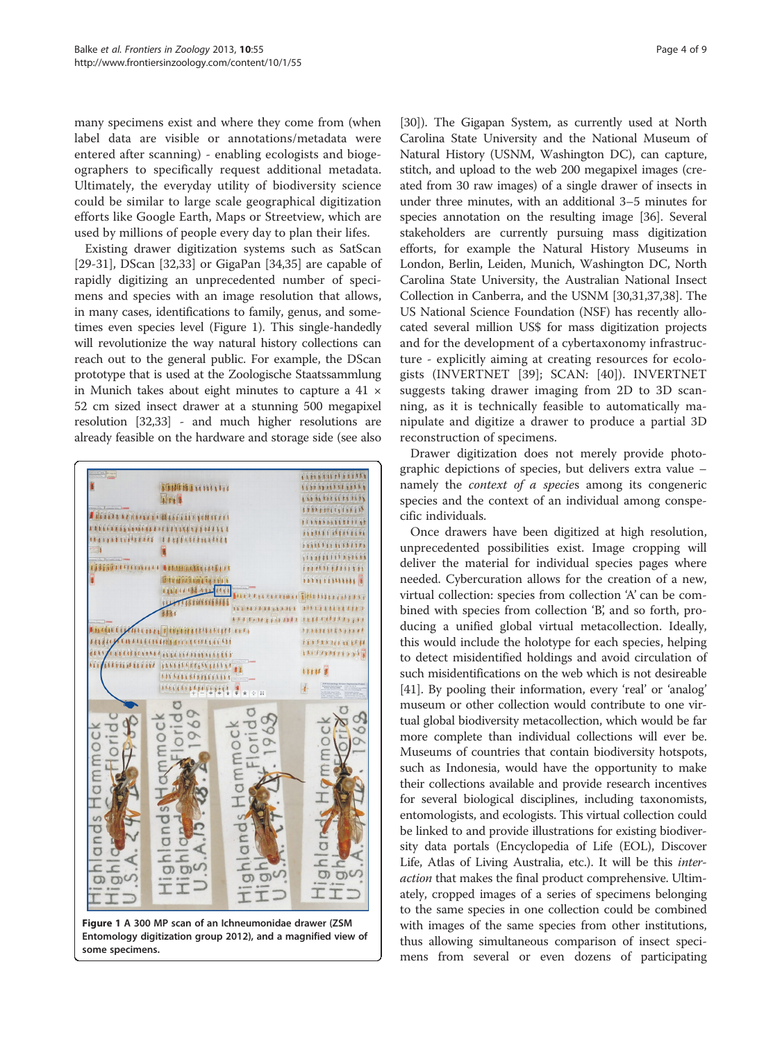many specimens exist and where they come from (when label data are visible or annotations/metadata were entered after scanning) - enabling ecologists and biogeographers to specifically request additional metadata. Ultimately, the everyday utility of biodiversity science could be similar to large scale geographical digitization efforts like Google Earth, Maps or Streetview, which are used by millions of people every day to plan their lifes.

Existing drawer digitization systems such as SatScan [29-31], DScan [32,33] or GigaPan [34,35] are capable of rapidly digitizing an unprecedented number of specimens and species with an image resolution that allows, in many cases, identifications to family, genus, and sometimes even species level (Figure 1). This single-handedly will revolutionize the way natural history collections can reach out to the general public. For example, the DScan prototype that is used at the Zoologische Staatssammlung in Munich takes about eight minutes to capture a 41 × 52 cm sized insect drawer at a stunning 500 megapixel resolution [32,33] - and much higher resolutions are already feasible on the hardware and storage side (see also [30]). The Gigapan System, as currently used at North Carolina State University and the National Museum of Natural History (USNM, Washington DC), can capture, stitch, and upload to the web 200 megapixel images (created from 30 raw images) of a single drawer of insects in under three minutes, with an additional 3–5 minutes for species annotation on the resulting image [36]. Several stakeholders are currently pursuing mass digitization efforts, for example the Natural History Museums in London, Berlin, Leiden, Munich, Washington DC, North Carolina State University, the Australian National Insect Collection in Canberra, and the USNM [30,31,37,38]. The US National Science Foundation (NSF) has recently allocated several million US$ for mass digitization projects and for the development of a cybertaxonomy infrastructure - explicitly aiming at creating resources for ecologists (INVERTNET [39]; SCAN: [40]). INVERTNET suggests taking drawer imaging from 2D to 3D scanning, as it is technically feasible to automatically manipulate and digitize a drawer to produce a partial 3D reconstruction of specimens.

**Figure 1 A 300 MP scan of an Ichneumonidae drawer (ZSM Entomology digitization group 2012), and a magnified view of some specimens.**

Drawer digitization does not merely provide photographic depictions of species, but delivers extra value – namely the *context of a species* among its congeneric species and the context of an individual among conspecific individuals.

Once drawers have been digitized at high resolution, unprecedented possibilities exist. Image cropping will deliver the material for individual species pages where needed. Cybercuration allows for the creation of a new, virtual collection: species from collection 'A' can be combined with species from collection 'B', and so forth, producing a unified global virtual metacollection. Ideally, this would include the holotype for each species, helping to detect misidentified holdings and avoid circulation of such misidentifications on the web which is not desireable [41]. By pooling their information, every 'real' or 'analog' museum or other collection would contribute to one virtual global biodiversity metacollection, which would be far more complete than individual collections will ever be. Museums of countries that contain biodiversity hotspots, such as Indonesia, would have the opportunity to make their collections available and provide research incentives for several biological disciplines, including taxonomists, entomologists, and ecologists. This virtual collection could be linked to and provide illustrations for existing biodiversity data portals (Encyclopedia of Life (EOL), Discover Life, Atlas of Living Australia, etc.). It will be this *interaction* that makes the final product comprehensive. Ultimately, cropped images of a series of specimens belonging to the same species in one collection could be combined with images of the same species from other institutions, thus allowing simultaneous comparison of insect specimens from several or even dozens of participating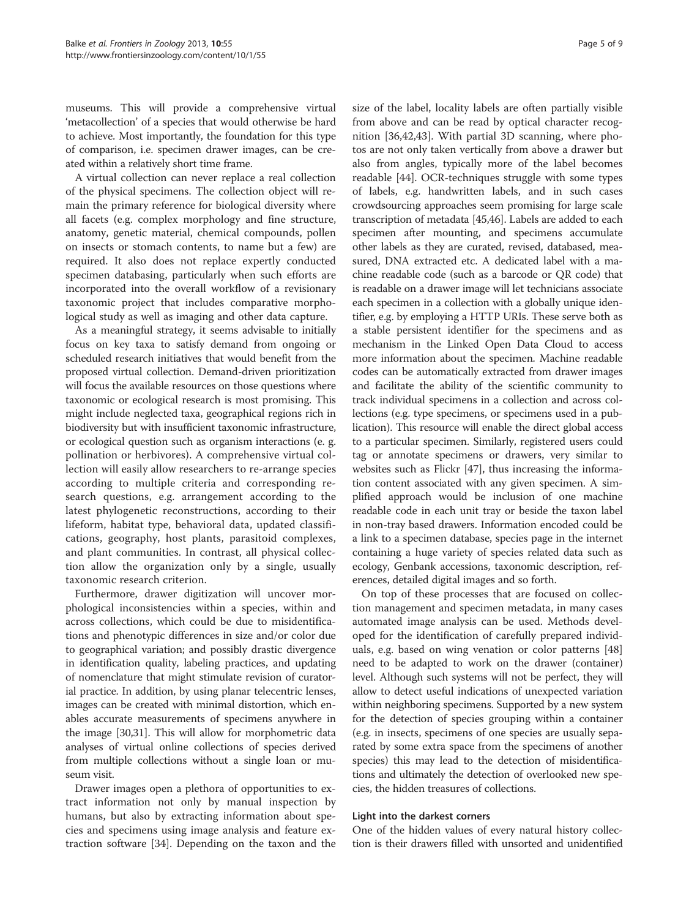museums. This will provide a comprehensive virtual 'metacollection' of a species that would otherwise be hard to achieve. Most importantly, the foundation for this type of comparison, i.e. specimen drawer images, can be created within a relatively short time frame.

A virtual collection can never replace a real collection of the physical specimens. The collection object will remain the primary reference for biological diversity where all facets (e.g. complex morphology and fine structure, anatomy, genetic material, chemical compounds, pollen on insects or stomach contents, to name but a few) are required. It also does not replace expertly conducted specimen databasing, particularly when such efforts are incorporated into the overall workflow of a revisionary taxonomic project that includes comparative morphological study as well as imaging and other data capture.

As a meaningful strategy, it seems advisable to initially focus on key taxa to satisfy demand from ongoing or scheduled research initiatives that would benefit from the proposed virtual collection. Demand-driven prioritization will focus the available resources on those questions where taxonomic or ecological research is most promising. This might include neglected taxa, geographical regions rich in biodiversity but with insufficient taxonomic infrastructure, or ecological question such as organism interactions (e. g. pollination or herbivores). A comprehensive virtual collection will easily allow researchers to re-arrange species according to multiple criteria and corresponding research questions, e.g. arrangement according to the latest phylogenetic reconstructions, according to their lifeform, habitat type, behavioral data, updated classifications, geography, host plants, parasitoid complexes, and plant communities. In contrast, all physical collection allow the organization only by a single, usually taxonomic research criterion.

Furthermore, drawer digitization will uncover morphological inconsistencies within a species, within and across collections, which could be due to misidentifications and phenotypic differences in size and/or color due to geographical variation; and possibly drastic divergence in identification quality, labeling practices, and updating of nomenclature that might stimulate revision of curatorial practice. In addition, by using planar telecentric lenses, images can be created with minimal distortion, which enables accurate measurements of specimens anywhere in the image [30,31]. This will allow for morphometric data analyses of virtual online collections of species derived from multiple collections without a single loan or museum visit.

Drawer images open a plethora of opportunities to extract information not only by manual inspection by humans, but also by extracting information about species and specimens using image analysis and feature extraction software [34]. Depending on the taxon and the size of the label, locality labels are often partially visible from above and can be read by optical character recognition [36,42,43]. With partial 3D scanning, where photos are not only taken vertically from above a drawer but also from angles, typically more of the label becomes readable [44]. OCR-techniques struggle with some types of labels, e.g. handwritten labels, and in such cases crowdsourcing approaches seem promising for large scale transcription of metadata [45,46]. Labels are added to each specimen after mounting, and specimens accumulate other labels as they are curated, revised, databased, measured, DNA extracted etc. A dedicated label with a machine readable code (such as a barcode or QR code) that is readable on a drawer image will let technicians associate each specimen in a collection with a globally unique identifier, e.g. by employing a HTTP URIs. These serve both as a stable persistent identifier for the specimens and as mechanism in the Linked Open Data Cloud to access more information about the specimen. Machine readable codes can be automatically extracted from drawer images and facilitate the ability of the scientific community to track individual specimens in a collection and across collections (e.g. type specimens, or specimens used in a publication). This resource will enable the direct global access to a particular specimen. Similarly, registered users could tag or annotate specimens or drawers, very similar to websites such as Flickr [47], thus increasing the information content associated with any given specimen. A simplified approach would be inclusion of one machine readable code in each unit tray or beside the taxon label in non-tray based drawers. Information encoded could be a link to a specimen database, species page in the internet containing a huge variety of species related data such as ecology, Genbank accessions, taxonomic description, references, detailed digital images and so forth.

On top of these processes that are focused on collection management and specimen metadata, in many cases automated image analysis can be used. Methods developed for the identification of carefully prepared individuals, e.g. based on wing venation or color patterns [48] need to be adapted to work on the drawer (container) level. Although such systems will not be perfect, they will allow to detect useful indications of unexpected variation within neighboring specimens. Supported by a new system for the detection of species grouping within a container (e.g. in insects, specimens of one species are usually separated by some extra space from the specimens of another species) this may lead to the detection of misidentifications and ultimately the detection of overlooked new species, the hidden treasures of collections.

#### Light into the darkest corners

One of the hidden values of every natural history collection is their drawers filled with unsorted and unidentified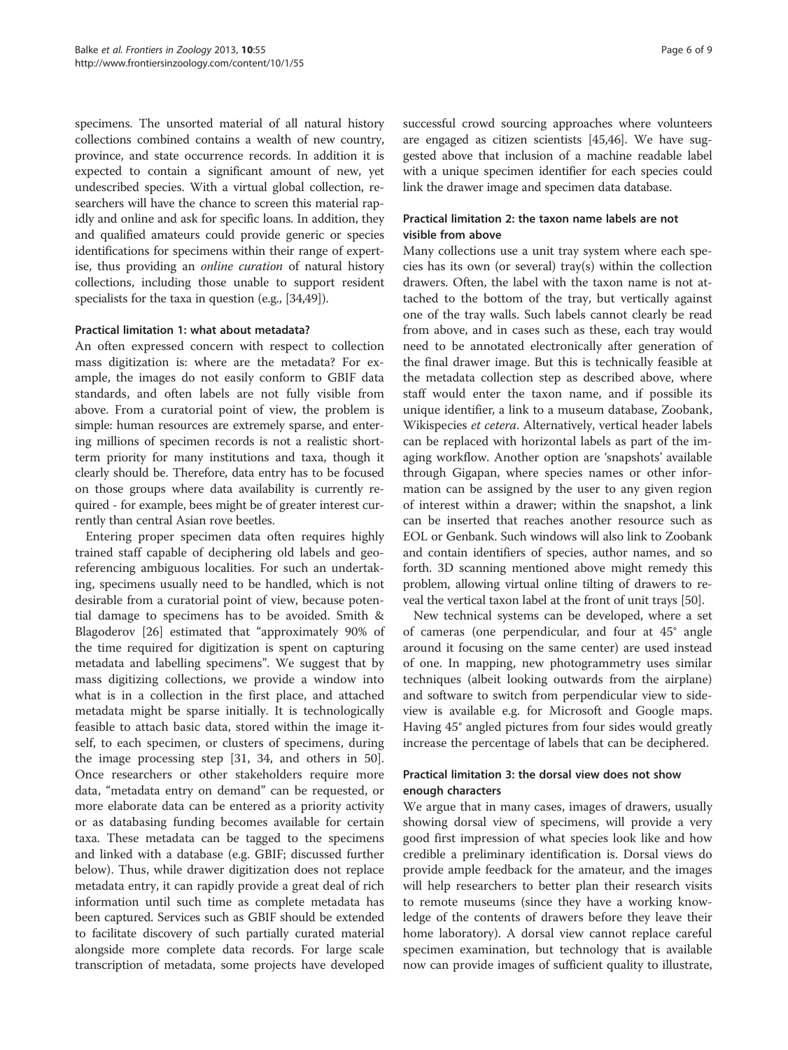specimens. The unsorted material of all natural history collections combined contains a wealth of new country, province, and state occurrence records. In addition it is expected to contain a significant amount of new, yet undescribed species. With a virtual global collection, researchers will have the chance to screen this material rapidly and online and ask for specific loans. In addition, they and qualified amateurs could provide generic or species identifications for specimens within their range of expertise, thus providing an *online curation* of natural history collections, including those unable to support resident specialists for the taxa in question (e.g., [34,49]).

#### Practical limitation 1: what about metadata?

An often expressed concern with respect to collection mass digitization is: where are the metadata? For example, the images do not easily conform to GBIF data standards, and often labels are not fully visible from above. From a curatorial point of view, the problem is simple: human resources are extremely sparse, and entering millions of specimen records is not a realistic short-term priority for many institutions and taxa, though it clearly should be. Therefore, data entry has to be focused on those groups where data availability is currently required - for example, bees might be of greater interest currently than central Asian rove beetles.

Entering proper specimen data often requires highly trained staff capable of deciphering old labels and georeferencing ambiguous localities. For such an undertaking, specimens usually need to be handled, which is not desirable from a curatorial point of view, because potential damage to specimens has to be avoided. Smith & Blagoderov [26] estimated that "approximately 90% of the time required for digitization is spent on capturing metadata and labelling specimens". We suggest that by mass digitizing collections, we provide a window into what is in a collection in the first place, and attached metadata might be sparse initially. It is technologically feasible to attach basic data, stored within the image itself, to each specimen, or clusters of specimens, during the image processing step [31, 34, and others in 50]. Once researchers or other stakeholders require more data, "metadata entry on demand" can be requested, or more elaborate data can be entered as a priority activity or as databasing funding becomes available for certain taxa. These metadata can be tagged to the specimens and linked with a database (e.g. GBIF; discussed further below). Thus, while drawer digitization does not replace metadata entry, it can rapidly provide a great deal of rich information until such time as complete metadata has been captured. Services such as GBIF should be extended to facilitate discovery of such partially curated material alongside more complete data records. For large scale transcription of metadata, some projects have developed successful crowd sourcing approaches where volunteers are engaged as citizen scientists [45,46]. We have suggested above that inclusion of a machine readable label with a unique specimen identifier for each species could link the drawer image and specimen data database.

#### Practical limitation 2: the taxon name labels are not visible from above

Many collections use a unit tray system where each species has its own (or several) tray(s) within the collection drawers. Often, the label with the taxon name is not attached to the bottom of the tray, but vertically against one of the tray walls. Such labels cannot clearly be read from above, and in cases such as these, each tray would need to be annotated electronically after generation of the final drawer image. But this is technically feasible at the metadata collection step as described above, where staff would enter the taxon name, and if possible its unique identifier, a link to a museum database, Zoobank, Wikispecies *et cetera*. Alternatively, vertical header labels can be replaced with horizontal labels as part of the imaging workflow. Another option are 'snapshots' available through Gigapan, where species names or other information can be assigned by the user to any given region of interest within a drawer; within the snapshot, a link can be inserted that reaches another resource such as EOL or Genbank. Such windows will also link to Zoobank and contain identifiers of species, author names, and so forth. 3D scanning mentioned above might remedy this problem, allowing virtual online tilting of drawers to reveal the vertical taxon label at the front of unit trays [50].

New technical systems can be developed, where a set of cameras (one perpendicular, and four at 45° angle around it focusing on the same center) are used instead of one. In mapping, new photogrammetry uses similar techniques (albeit looking outwards from the airplane) and software to switch from perpendicular view to side-view is available e.g. for Microsoft and Google maps. Having 45° angled pictures from four sides would greatly increase the percentage of labels that can be deciphered.

#### Practical limitation 3: the dorsal view does not show enough characters

We argue that in many cases, images of drawers, usually showing dorsal view of specimens, will provide a very good first impression of what species look like and how credible a preliminary identification is. Dorsal views do provide ample feedback for the amateur, and the images will help researchers to better plan their research visits to remote museums (since they have a working knowledge of the contents of drawers before they leave their home laboratory). A dorsal view cannot replace careful specimen examination, but technology that is available now can provide images of sufficient quality to illustrate,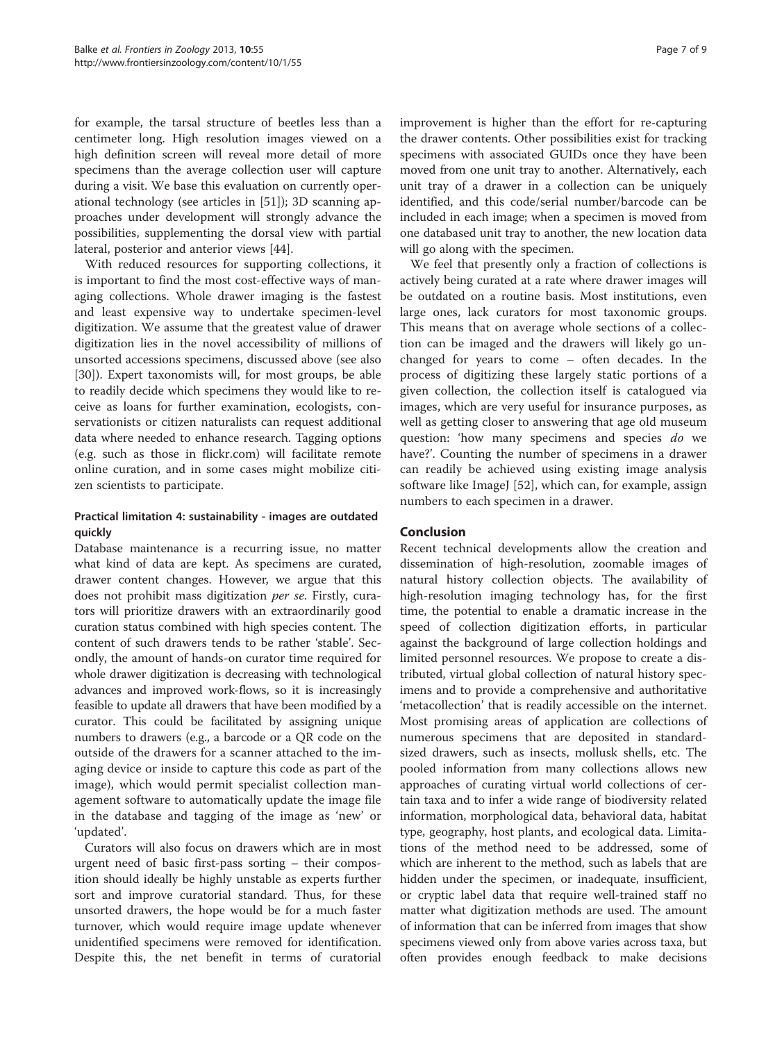for example, the tarsal structure of beetles less than a centimeter long. High resolution images viewed on a high definition screen will reveal more detail of more specimens than the average collection user will capture during a visit. We base this evaluation on currently operational technology (see articles in [51]); 3D scanning approaches under development will strongly advance the possibilities, supplementing the dorsal view with partial lateral, posterior and anterior views [44].

With reduced resources for supporting collections, it is important to find the most cost-effective ways of managing collections. Whole drawer imaging is the fastest and least expensive way to undertake specimen-level digitization. We assume that the greatest value of drawer digitization lies in the novel accessibility of millions of unsorted accessions specimens, discussed above (see also [30]). Expert taxonomists will, for most groups, be able to readily decide which specimens they would like to receive as loans for further examination, ecologists, conservationists or citizen naturalists can request additional data where needed to enhance research. Tagging options (e.g. such as those in flickr.com) will facilitate remote online curation, and in some cases might mobilize citizen scientists to participate.

### Practical limitation 4: sustainability - images are outdated quickly

Database maintenance is a recurring issue, no matter what kind of data are kept. As specimens are curated, drawer content changes. However, we argue that this does not prohibit mass digitization *per se*. Firstly, curators will prioritize drawers with an extraordinarily good curation status combined with high species content. The content of such drawers tends to be rather 'stable'. Secondly, the amount of hands-on curator time required for whole drawer digitization is decreasing with technological advances and improved work-flows, so it is increasingly feasible to update all drawers that have been modified by a curator. This could be facilitated by assigning unique numbers to drawers (e.g., a barcode or a QR code on the outside of the drawers for a scanner attached to the imaging device or inside to capture this code as part of the image), which would permit specialist collection management software to automatically update the image file in the database and tagging of the image as 'new' or 'updated'.

Curators will also focus on drawers which are in most urgent need of basic first-pass sorting – their composition should ideally be highly unstable as experts further sort and improve curatorial standard. Thus, for these unsorted drawers, the hope would be for a much faster turnover, which would require image update whenever unidentified specimens were removed for identification. Despite this, the net benefit in terms of curatorial improvement is higher than the effort for re-capturing the drawer contents. Other possibilities exist for tracking specimens with associated GUIDs once they have been moved from one unit tray to another. Alternatively, each unit tray of a drawer in a collection can be uniquely identified, and this code/serial number/barcode can be included in each image; when a specimen is moved from one databased unit tray to another, the new location data will go along with the specimen.

We feel that presently only a fraction of collections is actively being curated at a rate where drawer images will be outdated on a routine basis. Most institutions, even large ones, lack curators for most taxonomic groups. This means that on average whole sections of a collection can be imaged and the drawers will likely go unchanged for years to come – often decades. In the process of digitizing these largely static portions of a given collection, the collection itself is catalogued via images, which are very useful for insurance purposes, as well as getting closer to answering that age old museum question: 'how many specimens and species *do* we have?'. Counting the number of specimens in a drawer can readily be achieved using existing image analysis software like ImageJ [52], which can, for example, assign numbers to each specimen in a drawer.

## Conclusion

Recent technical developments allow the creation and dissemination of high-resolution, zoomable images of natural history collection objects. The availability of high-resolution imaging technology has, for the first time, the potential to enable a dramatic increase in the speed of collection digitization efforts, in particular against the background of large collection holdings and limited personnel resources. We propose to create a distributed, virtual global collection of natural history specimens and to provide a comprehensive and authoritative 'metacollection' that is readily accessible on the internet. Most promising areas of application are collections of numerous specimens that are deposited in standard-sized drawers, such as insects, mollusk shells, etc. The pooled information from many collections allows new approaches of curating virtual world collections of certain taxa and to infer a wide range of biodiversity related information, morphological data, behavioral data, habitat type, geography, host plants, and ecological data. Limitations of the method need to be addressed, some of which are inherent to the method, such as labels that are hidden under the specimen, or inadequate, insufficient, or cryptic label data that require well-trained staff no matter what digitization methods are used. The amount of information that can be inferred from images that show specimens viewed only from above varies across taxa, but often provides enough feedback to make decisions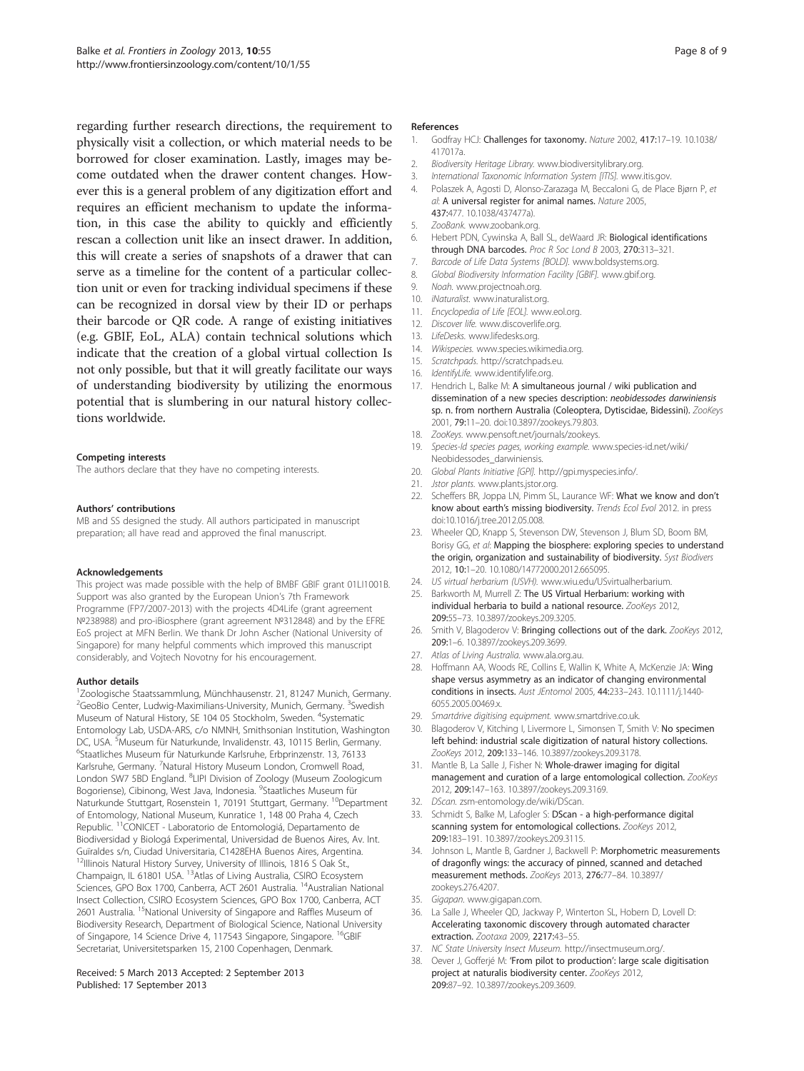regarding further research directions, the requirement to physically visit a collection, or which material needs to be borrowed for closer examination. Lastly, images may become outdated when the drawer content changes. However this is a general problem of any digitization effort and requires an efficient mechanism to update the information, in this case the ability to quickly and efficiently rescan a collection unit like an insect drawer. In addition, this will create a series of snapshots of a drawer that can serve as a timeline for the content of a particular collection unit or even for tracking individual specimens if these can be recognized in dorsal view by their ID or perhaps their barcode or QR code. A range of existing initiatives (e.g. GBIF, EoL, ALA) contain technical solutions which indicate that the creation of a global virtual collection Is not only possible, but that it will greatly facilitate our ways of understanding biodiversity by utilizing the enormous potential that is slumbering in our natural history collections worldwide.

#### Competing interests

The authors declare that they have no competing interests.

#### Authors' contributions

MB and SS designed the study. All authors participated in manuscript preparation; all have read and approved the final manuscript.

#### Acknowledgements

This project was made possible with the help of BMBF GBIF grant 01LI1001B. Support was also granted by the European Union's 7th Framework Programme (FP7/2007-2013) with the projects 4D4Life (grant agreement №238988) and pro-iBiosphere (grant agreement №312848) and by the EFRE EoS project at MFN Berlin. We thank Dr John Ascher (National University of Singapore) for many helpful comments which improved this manuscript considerably, and Vojtech Novotny for his encouragement.

#### Author details

[1]Zoologische Staatssammlung, Münchhausenstr. 21, 81247 Munich, Germany. [2]GeoBio Center, Ludwig-Maximilians-University, Munich, Germany. [3]Swedish Museum of Natural History, SE 104 05 Stockholm, Sweden. [4]Systematic Entomology Lab, USDA-ARS, c/o NMNH, Smithsonian Institution, Washington DC, USA. [5]Museum für Naturkunde, Invalidenstr. 43, 10115 Berlin, Germany. [6]Staatliches Museum für Naturkunde Karlsruhe, Erbprinzenstr. 13, 76133 Karlsruhe, Germany. [7]Natural History Museum London, Cromwell Road, London SW7 5BD England. [8]LIPI Division of Zoology (Museum Zoologicum Bogoriense), Cibinong, West Java, Indonesia. [9]Staatliches Museum für Naturkunde Stuttgart, Rosenstein 1, 70191 Stuttgart, Germany. [10]Department of Entomology, National Museum, Kunratice 1, 148 00 Praha 4, Czech Republic. [11]CONICET - Laboratorio de Entomologiá, Departamento de Biodiversidad y Biologá Experimental, Universidad de Buenos Aires, Av. Int. Güiraldes s/n, Ciudad Universitaria, C1428EHA Buenos Aires, Argentina. [12]Illinois Natural History Survey, University of Illinois, 1816 S Oak St., Champaign, IL 61801 USA. [13]Atlas of Living Australia, CSIRO Ecosystem Sciences, GPO Box 1700, Canberra, ACT 2601 Australia. [14]Australian National Insect Collection, CSIRO Ecosystem Sciences, GPO Box 1700, Canberra, ACT 2601 Australia. [15]National University of Singapore and Raffles Museum of Biodiversity Research, Department of Biological Science, National University of Singapore, 14 Science Drive 4, 117543 Singapore, Singapore. [16]GBIF Secretariat, Universitetsparken 15, 2100 Copenhagen, Denmark.

Received: 5 March 2013 Accepted: 2 September 2013
Published: 17 September 2013

#### References

1. Godfray HCJ: **Challenges for taxonomy.** *Nature* 2002, **417**:17–19. 10.1038/417017a.
2. *Biodiversity Heritage Library.* www.biodiversitylibrary.org.
3. *International Taxonomic Information System [ITIS].* www.itis.gov.
4. Polaszek A, Agosti D, Alonso-Zarazaga M, Beccaloni G, de Place Bjørn P, *et al*: **A universal register for animal names.** *Nature* 2005, **437**:477. 10.1038/437477a).
5. *ZooBank.* www.zoobank.org.
6. Hebert PDN, Cywinska A, Ball SL, deWaard JR: **Biological identifications through DNA barcodes.** *Proc R Soc Lond B* 2003, **270**:313–321.
7. *Barcode of Life Data Systems [BOLD].* www.boldsystems.org.
8. *Global Biodiversity Information Facility [GBIF].* www.gbif.org.
9. *Noah.* www.projectnoah.org.
10. *iNaturalist.* www.inaturalist.org.
11. *Encyclopedia of Life [EOL].* www.eol.org.
12. *Discover life.* www.discoverlife.org.
13. *LifeDesks.* www.lifedesks.org.
14. *Wikispecies.* www.species.wikimedia.org.
15. *Scratchpads.* http://scratchpads.eu.
16. *IdentifyLife.* www.identifylife.org.
17. Hendrich L, Balke M: **A simultaneous journal / wiki publication and dissemination of a new species description: *neobidessodes darwiniensis* sp. n. from northern Australia (Coleoptera, Dytiscidae, Bidessini).** *ZooKeys* 2001, **79**:11–20. doi:10.3897/zookeys.79.803.
18. *ZooKeys.* www.pensoft.net/journals/zookeys.
19. *Species-Id species pages, working example.* www.species-id.net/wiki/Neobidessodes_darwiniensis.
20. *Global Plants Initiative [GPI].* http://gpi.myspecies.info/.
21. *Jstor plants.* www.plants.jstor.org.
22. Scheffers BR, Joppa LN, Pimm SL, Laurance WF: **What we know and don't know about earth's missing biodiversity.** *Trends Ecol Evol* 2012. in press doi:10.1016/j.tree.2012.05.008.
23. Wheeler QD, Knapp S, Stevenson DW, Stevenson J, Blum SD, Boom BM, Borisy GG, *et al*: **Mapping the biosphere: exploring species to understand the origin, organization and sustainability of biodiversity.** *Syst Biodivers* 2012, **10**:1–20. 10.1080/14772000.2012.665095.
24. *US virtual herbarium (USVH).* www.wiu.edu/USvirtualherbarium.
25. Barkworth M, Murrell Z: **The US Virtual Herbarium: working with individual herbaria to build a national resource.** *ZooKeys* 2012, **209**:55–73. 10.3897/zookeys.209.3205.
26. Smith V, Blagoderov V: **Bringing collections out of the dark.** *ZooKeys* 2012, **209**:1–6. 10.3897/zookeys.209.3699.
27. *Atlas of Living Australia.* www.ala.org.au.
28. Hoffmann AA, Woods RE, Collins E, Wallin K, White A, McKenzie JA: **Wing shape versus asymmetry as an indicator of changing environmental conditions in insects.** *Aust JEntomol* 2005, **44**:233–243. 10.1111/j.1440-6055.2005.00469.x.
29. *Smartdrive digitising equipment.* www.smartdrive.co.uk.
30. Blagoderov V, Kitching I, Livermore L, Simonsen T, Smith V: **No specimen left behind: industrial scale digitization of natural history collections.** *ZooKeys* 2012, **209**:133–146. 10.3897/zookeys.209.3178.
31. Mantle B, La Salle J, Fisher N: **Whole-drawer imaging for digital management and curation of a large entomological collection.** *ZooKeys* 2012, **209**:147–163. 10.3897/zookeys.209.3169.
32. *DScan.* zsm-entomology.de/wiki/DScan.
33. Schmidt S, Balke M, Lafogler S: **DScan - a high-performance digital scanning system for entomological collections.** *ZooKeys* 2012, **209**:183–191. 10.3897/zookeys.209.3115.
34. Johnson L, Mantle B, Gardner J, Backwell P: **Morphometric measurements of dragonfly wings: the accuracy of pinned, scanned and detached measurement methods.** *ZooKeys* 2013, **276**:77–84. 10.3897/zookeys.276.4207.
35. *Gigapan.* www.gigapan.com.
36. La Salle J, Wheeler QD, Jackway P, Winterton SL, Hobern D, Lovell D: **Accelerating taxonomic discovery through automated character extraction.** *Zootaxa* 2009, **2217**:43–55.
37. *NC State University Insect Museum.* http://insectmuseum.org/.
38. Oever J, Gofferjé M: **'From pilot to production': large scale digitisation project at naturalis biodiversity center.** *ZooKeys* 2012, **209**:87–92. 10.3897/zookeys.209.3609.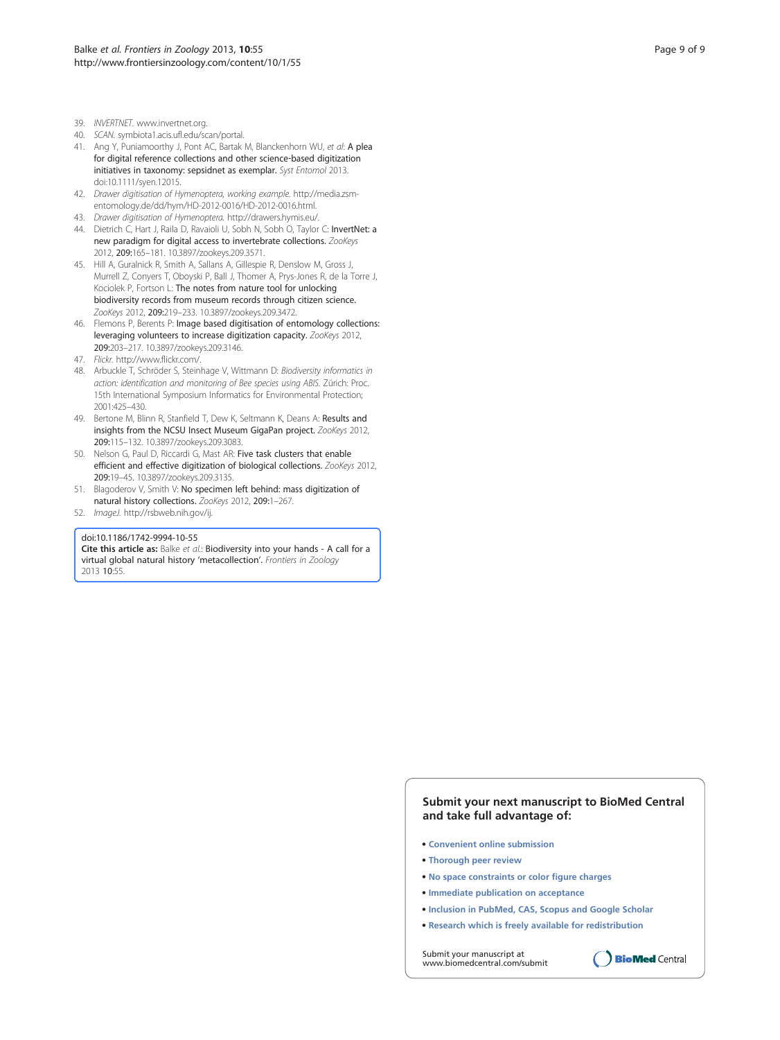39. *INVERTNET*. www.invertnet.org.
40. *SCAN*. symbiota1.acis.ufl.edu/scan/portal.
41. Ang Y, Puniamoorthy J, Pont AC, Bartak M, Blanckenhorn WU, *et al*: **A plea for digital reference collections and other science-based digitization initiatives in taxonomy: sepsidnet as exemplar.** *Syst Entomol* 2013. doi:10.1111/syen.12015.
42. *Drawer digitisation of Hymenoptera, working example.* http://media.zsm-entomology.de/dd/hym/HD-2012-0016/HD-2012-0016.html.
43. *Drawer digitisation of Hymenoptera.* http://drawers.hymis.eu/.
44. Dietrich C, Hart J, Raila D, Ravaioli U, Sobh N, Sobh O, Taylor C: **InvertNet: a new paradigm for digital access to invertebrate collections.** *ZooKeys* 2012, **209**:165–181. 10.3897/zookeys.209.3571.
45. Hill A, Guralnick R, Smith A, Sallans A, Gillespie R, Denslow M, Gross J, Murrell Z, Conyers T, Oboyski P, Ball J, Thomer A, Prys-Jones R, de la Torre J, Kociolek P, Fortson L: **The notes from nature tool for unlocking biodiversity records from museum records through citizen science.** *ZooKeys* 2012, **209**:219–233. 10.3897/zookeys.209.3472.
46. Flemons P, Berents P: **Image based digitisation of entomology collections: leveraging volunteers to increase digitization capacity.** *ZooKeys* 2012, **209**:203–217. 10.3897/zookeys.209.3146.
47. *Flickr.* http://www.flickr.com/.
48. Arbuckle T, Schröder S, Steinhage V, Wittmann D: *Biodiversity informatics in action: identification and monitoring of Bee species using ABIS.* Zürich: Proc. 15th International Symposium Informatics for Environmental Protection; 2001:425–430.
49. Bertone M, Blinn R, Stanfield T, Dew K, Seltmann K, Deans A: **Results and insights from the NCSU Insect Museum GigaPan project.** *ZooKeys* 2012, **209**:115–132. 10.3897/zookeys.209.3083.
50. Nelson G, Paul D, Riccardi G, Mast AR: **Five task clusters that enable efficient and effective digitization of biological collections.** *ZooKeys* 2012, **209**:19–45. 10.3897/zookeys.209.3135.
51. Blagoderov V, Smith V: **No specimen left behind: mass digitization of natural history collections.** *ZooKeys* 2012, **209**:1–267.
52. *ImageJ.* http://rsbweb.nih.gov/ij.

doi:10.1186/1742-9994-10-55

**Cite this article as:** Balke *et al.*: Biodiversity into your hands - A call for a virtual global natural history 'metacollection'. *Frontiers in Zoology* 2013 **10**:55.

**Submit your next manuscript to BioMed Central and take full advantage of:**

- **Convenient online submission**
- **Thorough peer review**
- **No space constraints or color figure charges**
- **Immediate publication on acceptance**
- **Inclusion in PubMed, CAS, Scopus and Google Scholar**
- **Research which is freely available for redistribution**

Submit your manuscript at
www.biomedcentral.com/submit

BioMed Central